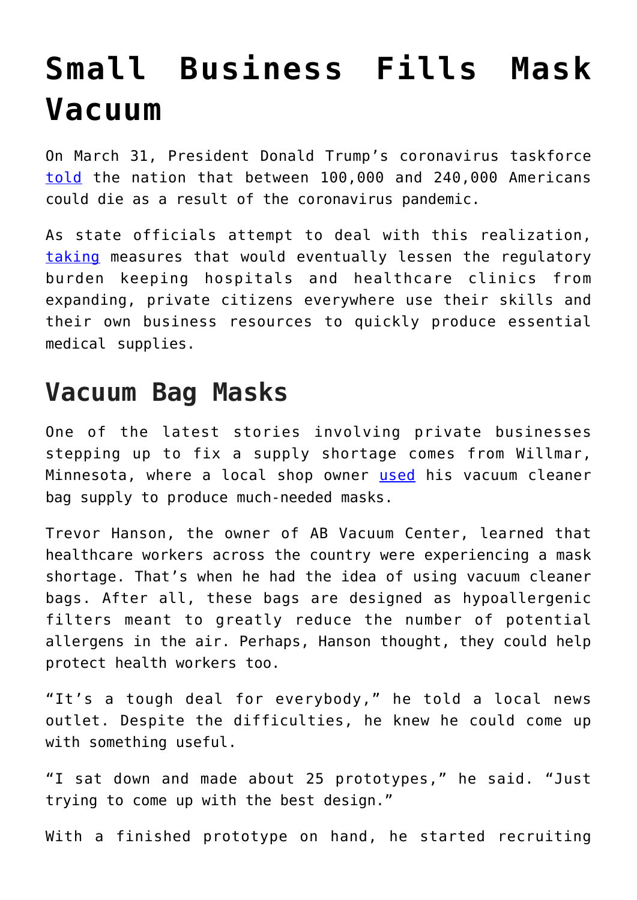# Small Business Fills Mask Vacuum

On March 31, President Donald Trump's coronavirus taskforce told the nation that between 100,000 and 240,000 Americans could die as a result of the coronavirus pandemic.

As state officials attempt to deal with this realization, taking measures that would eventually lessen the regulatory burden keeping hospitals and healthcare clinics from expanding, private citizens everywhere use their skills and their own business resources to quickly produce essential medical supplies.

## Vacuum Bag Masks

One of the latest stories involving private businesses stepping up to fix a supply shortage comes from Willmar, Minnesota, where a local shop owner used his vacuum cleaner bag supply to produce much-needed masks.

Trevor Hanson, the owner of AB Vacuum Center, learned that healthcare workers across the country were experiencing a mask shortage. That's when he had the idea of using vacuum cleaner bags. After all, these bags are designed as hypoallergenic filters meant to greatly reduce the number of potential allergens in the air. Perhaps, Hanson thought, they could help protect health workers too.

"It's a tough deal for everybody," he told a local news outlet. Despite the difficulties, he knew he could come up with something useful.

"I sat down and made about 25 prototypes," he said. "Just trying to come up with the best design."

With a finished prototype on hand, he started recruiting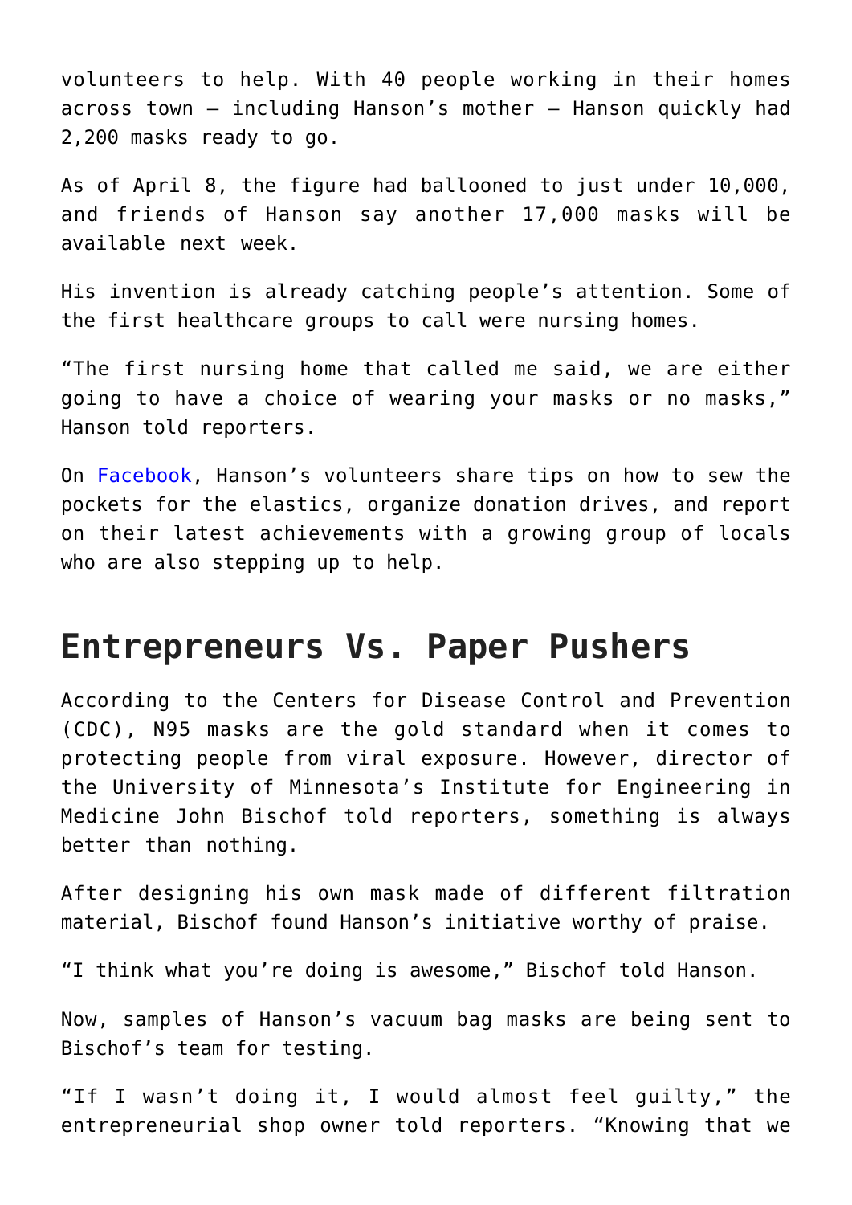volunteers to help. With 40 people working in their homes across town – including Hanson's mother – Hanson quickly had 2,200 masks ready to go.

As of April 8, the figure had ballooned to just under 10,000, and friends of Hanson say another 17,000 masks will be available next week.

His invention is already catching people's attention. Some of the first healthcare groups to call were nursing homes.

"The first nursing home that called me said, we are either going to have a choice of wearing your masks or no masks," Hanson told reporters.

On [Facebook](), Hanson's volunteers share tips on how to sew the pockets for the elastics, organize donation drives, and report on their latest achievements with a growing group of locals who are also stepping up to help.

## Entrepreneurs Vs. Paper Pushers

According to the Centers for Disease Control and Prevention (CDC), N95 masks are the gold standard when it comes to protecting people from viral exposure. However, director of the University of Minnesota's Institute for Engineering in Medicine John Bischof told reporters, something is always better than nothing.

After designing his own mask made of different filtration material, Bischof found Hanson's initiative worthy of praise.

"I think what you're doing is awesome," Bischof told Hanson.

Now, samples of Hanson's vacuum bag masks are being sent to Bischof's team for testing.

"If I wasn't doing it, I would almost feel guilty," the entrepreneurial shop owner told reporters. "Knowing that we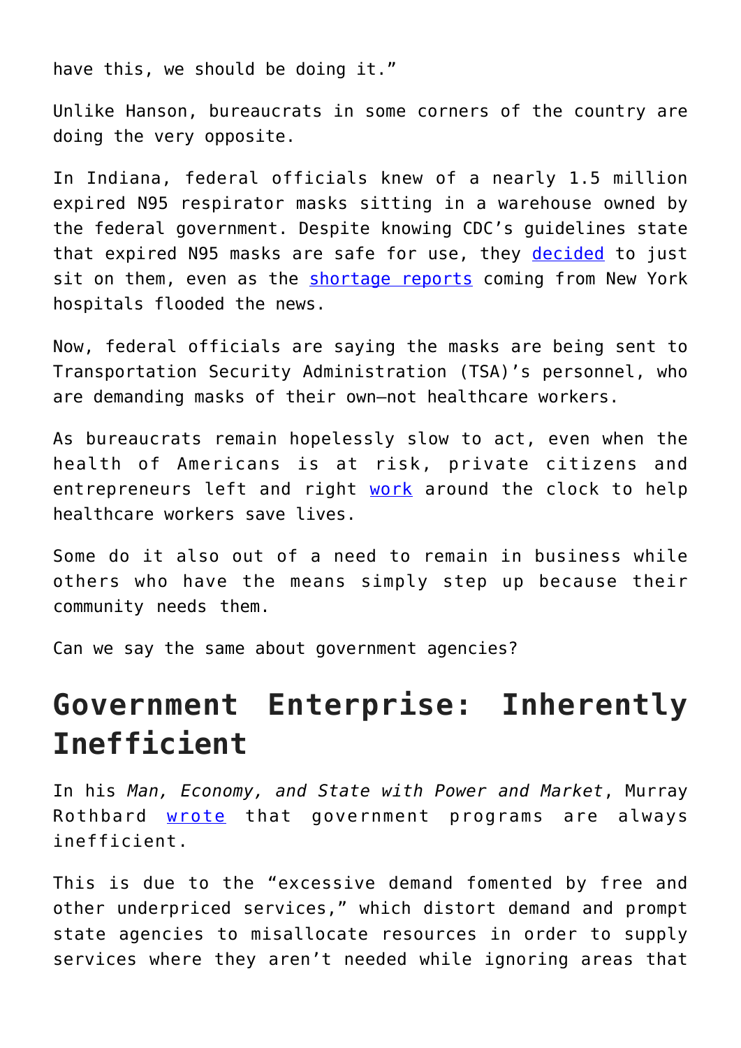have this, we should be doing it."

Unlike Hanson, bureaucrats in some corners of the country are doing the very opposite.

In Indiana, federal officials knew of a nearly 1.5 million expired N95 respirator masks sitting in a warehouse owned by the federal government. Despite knowing CDC's guidelines state that expired N95 masks are safe for use, they decided to just sit on them, even as the shortage reports coming from New York hospitals flooded the news.

Now, federal officials are saying the masks are being sent to Transportation Security Administration (TSA)'s personnel, who are demanding masks of their own—not healthcare workers.

As bureaucrats remain hopelessly slow to act, even when the health of Americans is at risk, private citizens and entrepreneurs left and right work around the clock to help healthcare workers save lives.

Some do it also out of a need to remain in business while others who have the means simply step up because their community needs them.

Can we say the same about government agencies?

## Government Enterprise: Inherently Inefficient

In his *Man, Economy, and State with Power and Market*, Murray Rothbard wrote that government programs are always inefficient.

This is due to the "excessive demand fomented by free and other underpriced services," which distort demand and prompt state agencies to misallocate resources in order to supply services where they aren't needed while ignoring areas that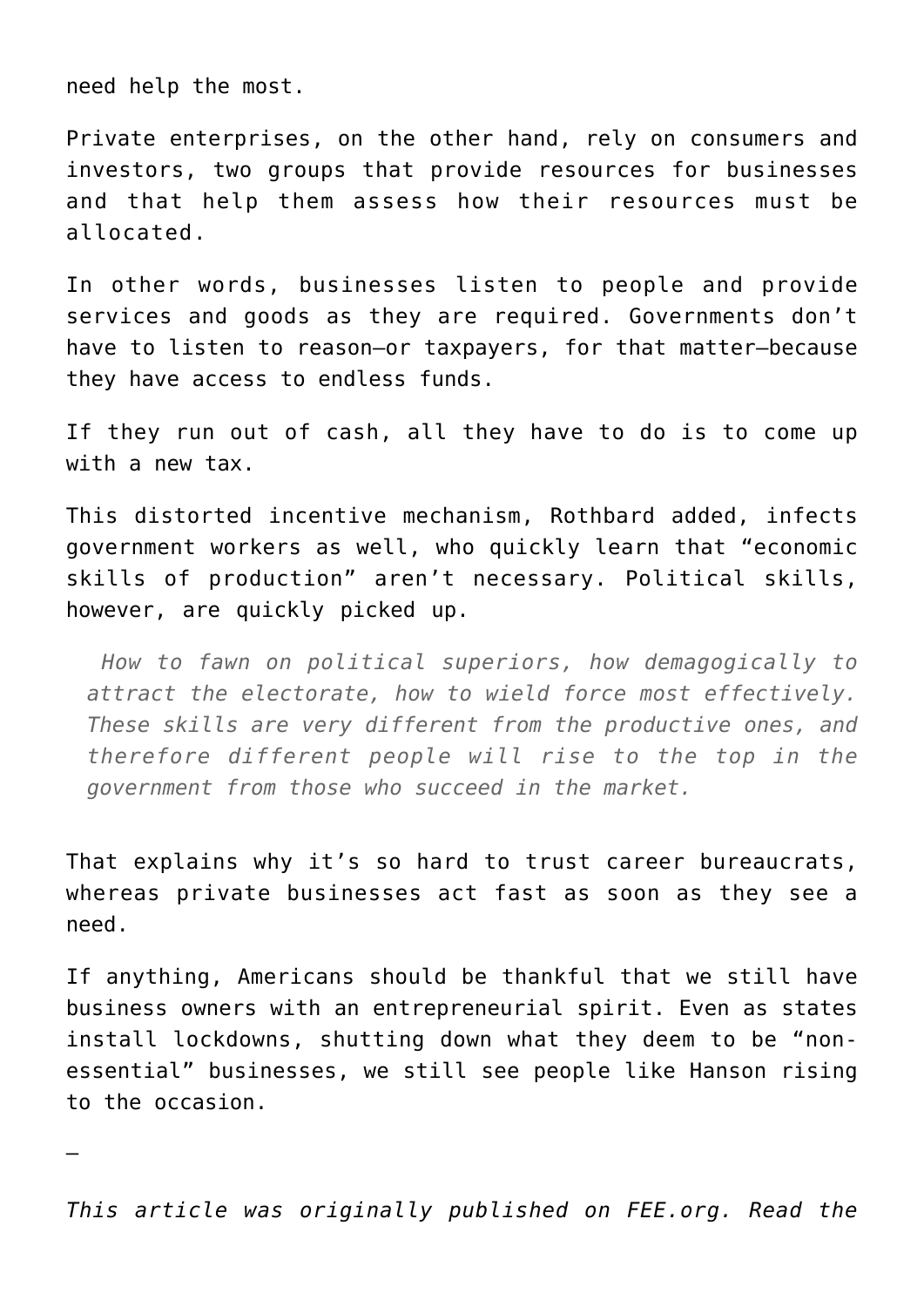need help the most.

Private enterprises, on the other hand, rely on consumers and investors, two groups that provide resources for businesses and that help them assess how their resources must be allocated.

In other words, businesses listen to people and provide services and goods as they are required. Governments don't have to listen to reason—or taxpayers, for that matter—because they have access to endless funds.

If they run out of cash, all they have to do is to come up with a new tax.

This distorted incentive mechanism, Rothbard added, infects government workers as well, who quickly learn that "economic skills of production" aren't necessary. Political skills, however, are quickly picked up.

> *How to fawn on political superiors, how demagogically to attract the electorate, how to wield force most effectively. These skills are very different from the productive ones, and therefore different people will rise to the top in the government from those who succeed in the market.*

That explains why it's so hard to trust career bureaucrats, whereas private businesses act fast as soon as they see a need.

If anything, Americans should be thankful that we still have business owners with an entrepreneurial spirit. Even as states install lockdowns, shutting down what they deem to be "non-essential" businesses, we still see people like Hanson rising to the occasion.

—

*This article was originally published on FEE.org. Read the*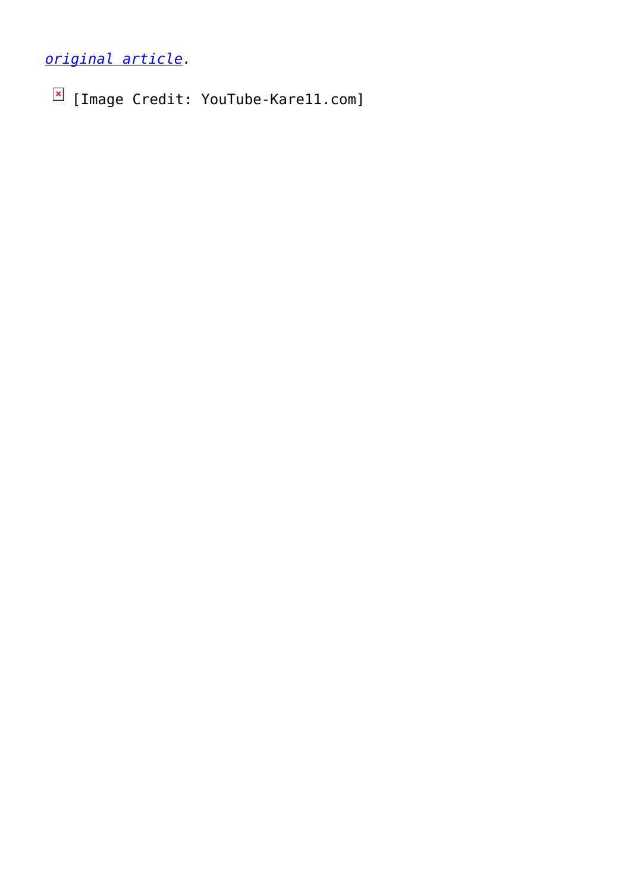*original article.*

[Image Credit: YouTube-Kare11.com]